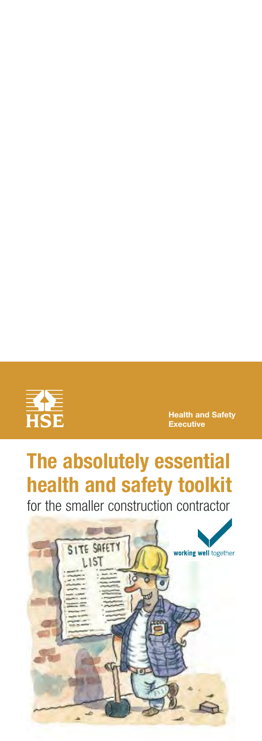Health and Safety Executive

# The absolutely essential health and safety toolkit

for the smaller construction contractor

working well together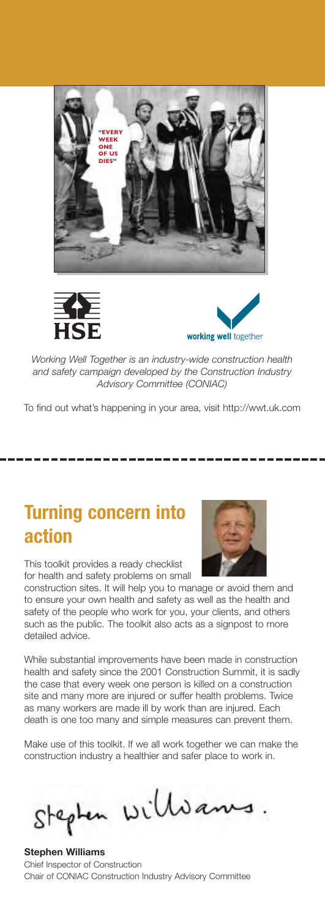*Working Well Together is an industry-wide construction health and safety campaign developed by the Construction Industry Advisory Committee (CONIAC)*

To find out what's happening in your area, visit http://wwt.uk.com

## Turning concern into action

This toolkit provides a ready checklist for health and safety problems on small construction sites. It will help you to manage or avoid them and to ensure your own health and safety as well as the health and safety of the people who work for you, your clients, and others such as the public. The toolkit also acts as a signpost to more detailed advice.

While substantial improvements have been made in construction health and safety since the 2001 Construction Summit, it is sadly the case that every week one person is killed on a construction site and many more are injured or suffer health problems. Twice as many workers are made ill by work than are injured. Each death is one too many and simple measures can prevent them.

Make use of this toolkit. If we all work together we can make the construction industry a healthier and safer place to work in.

**Stephen Williams**
Chief Inspector of Construction
Chair of CONIAC Construction Industry Advisory Committee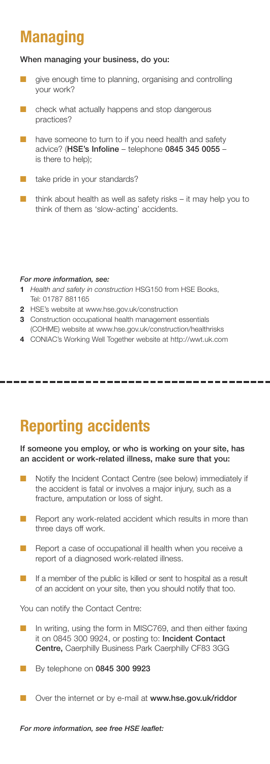# Managing

**When managing your business, do you:**

- give enough time to planning, organising and controlling your work?
- check what actually happens and stop dangerous practices?
- have someone to turn to if you need health and safety advice? (**HSE's Infoline** – telephone **0845 345 0055** – is there to help);
- take pride in your standards?
- think about health as well as safety risks – it may help you to think of them as 'slow-acting' accidents.

***For more information, see:***

1. *Health and safety in construction* HSG150 from HSE Books, Tel: 01787 881165
2. HSE's website at www.hse.gov.uk/construction
3. Construction occupational health management essentials (COHME) website at www.hse.gov.uk/construction/healthrisks
4. CONIAC's Working Well Together website at http://wwt.uk.com

# Reporting accidents

**If someone you employ, or who is working on your site, has an accident or work-related illness, make sure that you:**

- Notify the Incident Contact Centre (see below) immediately if the accident is fatal or involves a major injury, such as a fracture, amputation or loss of sight.
- Report any work-related accident which results in more than three days off work.
- Report a case of occupational ill health when you receive a report of a diagnosed work-related illness.
- If a member of the public is killed or sent to hospital as a result of an accident on your site, then you should notify that too.

You can notify the Contact Centre:

- In writing, using the form in MISC769, and then either faxing it on 0845 300 9924, or posting to: **Incident Contact Centre,** Caerphilly Business Park Caerphilly CF83 3GG
- By telephone on **0845 300 9923**
- Over the internet or by e-mail at **www.hse.gov.uk/riddor**

***For more information, see free HSE leaflet:***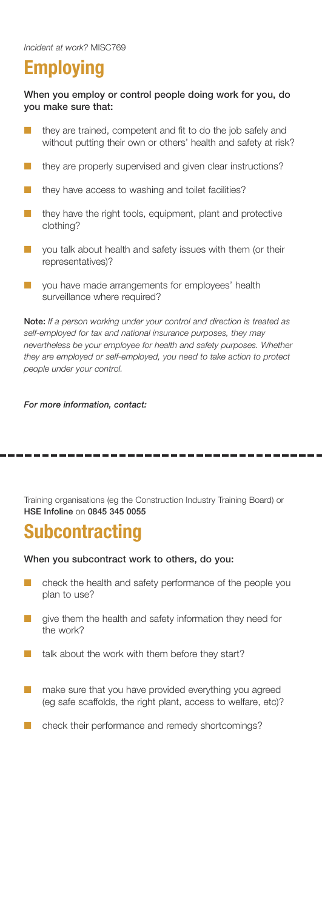# Employing

**When you employ or control people doing work for you, do you make sure that:**

- they are trained, competent and fit to do the job safely and without putting their own or others' health and safety at risk?
- they are properly supervised and given clear instructions?
- they have access to washing and toilet facilities?
- they have the right tools, equipment, plant and protective clothing?
- you talk about health and safety issues with them (or their representatives)?
- you have made arrangements for employees' health surveillance where required?

**Note:** *If a person working under your control and direction is treated as self-employed for tax and national insurance purposes, they may nevertheless be your employee for health and safety purposes. Whether they are employed or self-employed, you need to take action to protect people under your control.*

***For more information, contact:***

Training organisations (eg the Construction Industry Training Board) or **HSE Infoline** on **0845 345 0055**

# Subcontracting

**When you subcontract work to others, do you:**

- check the health and safety performance of the people you plan to use?
- give them the health and safety information they need for the work?
- talk about the work with them before they start?
- make sure that you have provided everything you agreed (eg safe scaffolds, the right plant, access to welfare, etc)?
- check their performance and remedy shortcomings?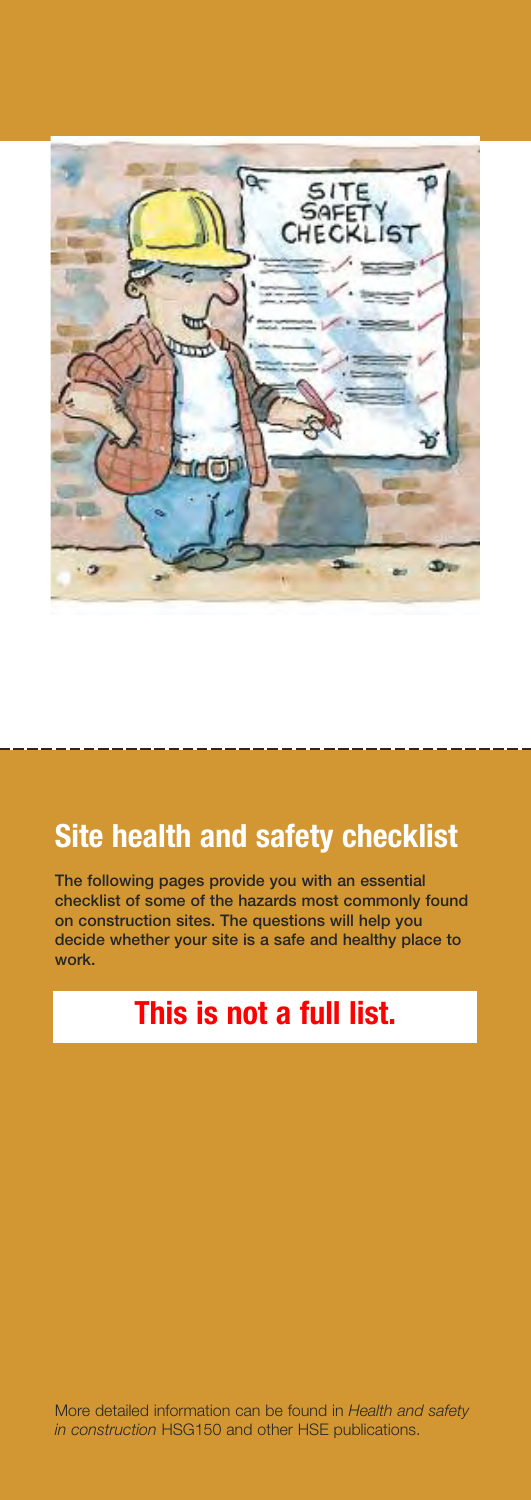## Site health and safety checklist

**The following pages provide you with an essential checklist of some of the hazards most commonly found on construction sites. The questions will help you decide whether your site is a safe and healthy place to work.**

**This is not a full list.**

More detailed information can be found in *Health and safety in construction* HSG150 and other HSE publications.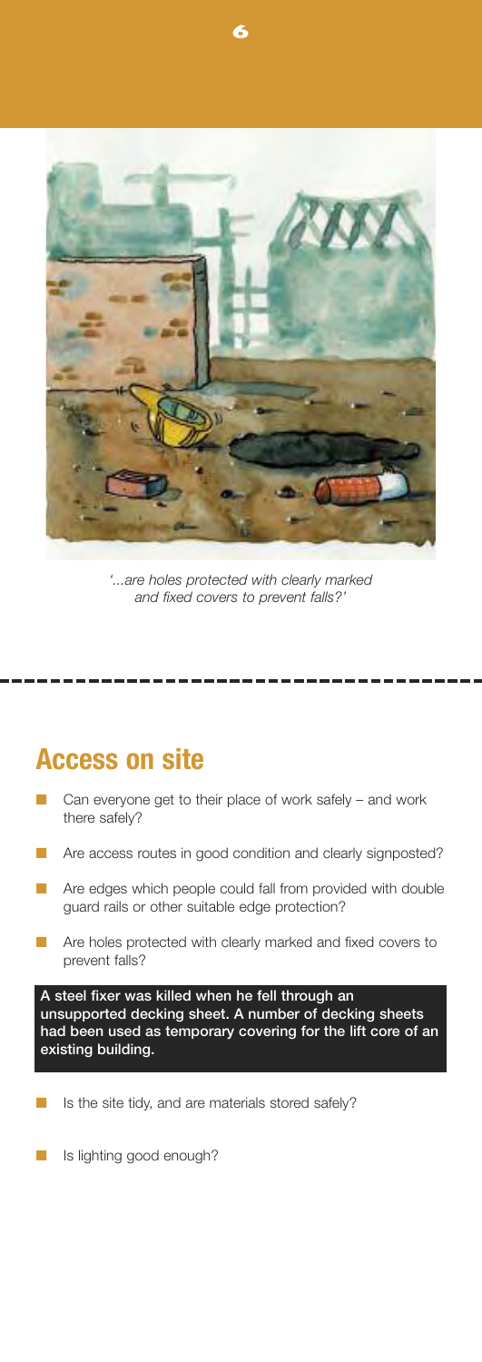*'...are holes protected with clearly marked and fixed covers to prevent falls?'*

## Access on site

- Can everyone get to their place of work safely – and work there safely?
- Are access routes in good condition and clearly signposted?
- Are edges which people could fall from provided with double guard rails or other suitable edge protection?
- Are holes protected with clearly marked and fixed covers to prevent falls?

**A steel fixer was killed when he fell through an unsupported decking sheet. A number of decking sheets had been used as temporary covering for the lift core of an existing building.**

- Is the site tidy, and are materials stored safely?
- Is lighting good enough?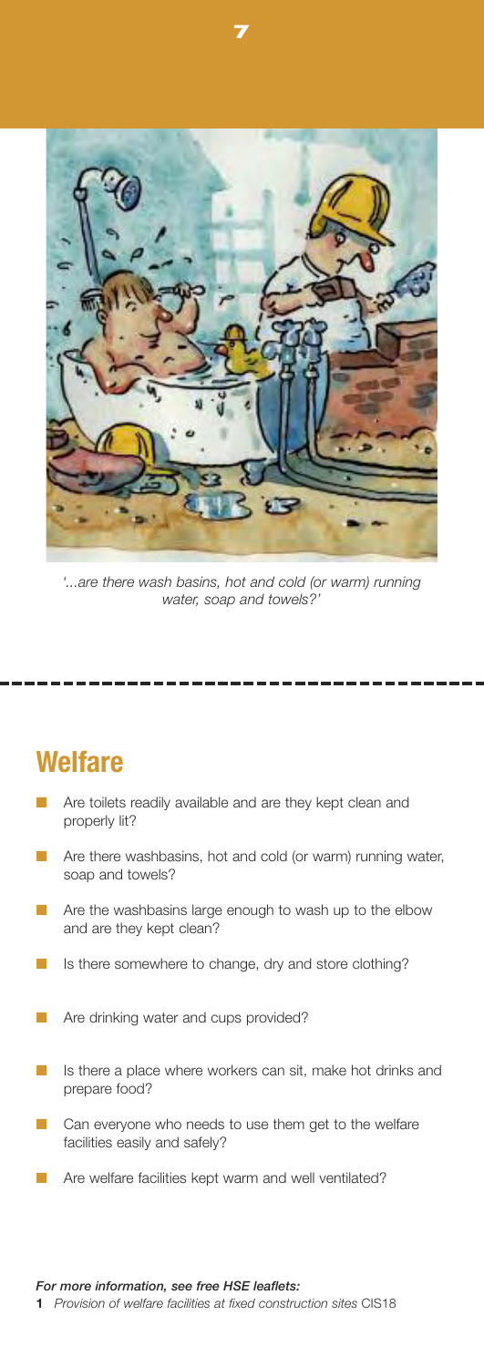*'...are there wash basins, hot and cold (or warm) running water, soap and towels?'*

## Welfare

- Are toilets readily available and are they kept clean and properly lit?
- Are there washbasins, hot and cold (or warm) running water, soap and towels?
- Are the washbasins large enough to wash up to the elbow and are they kept clean?
- Is there somewhere to change, dry and store clothing?
- Are drinking water and cups provided?
- Is there a place where workers can sit, make hot drinks and prepare food?
- Can everyone who needs to use them get to the welfare facilities easily and safely?
- Are welfare facilities kept warm and well ventilated?

***For more information, see free HSE leaflets:***

**1** *Provision of welfare facilities at fixed construction sites* CIS18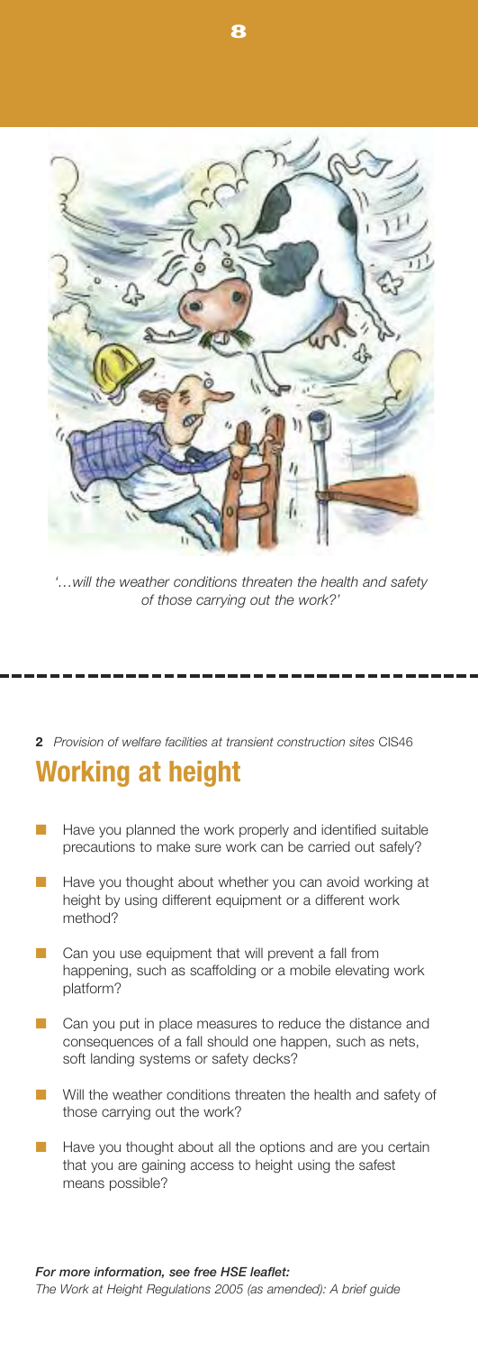*'…will the weather conditions threaten the health and safety of those carrying out the work?'*

**2** *Provision of welfare facilities at transient construction sites* CIS46

## Working at height

- Have you planned the work properly and identified suitable precautions to make sure work can be carried out safely?
- Have you thought about whether you can avoid working at height by using different equipment or a different work method?
- Can you use equipment that will prevent a fall from happening, such as scaffolding or a mobile elevating work platform?
- Can you put in place measures to reduce the distance and consequences of a fall should one happen, such as nets, soft landing systems or safety decks?
- Will the weather conditions threaten the health and safety of those carrying out the work?
- Have you thought about all the options and are you certain that you are gaining access to height using the safest means possible?

***For more information, see free HSE leaflet:***
*The Work at Height Regulations 2005 (as amended): A brief guide*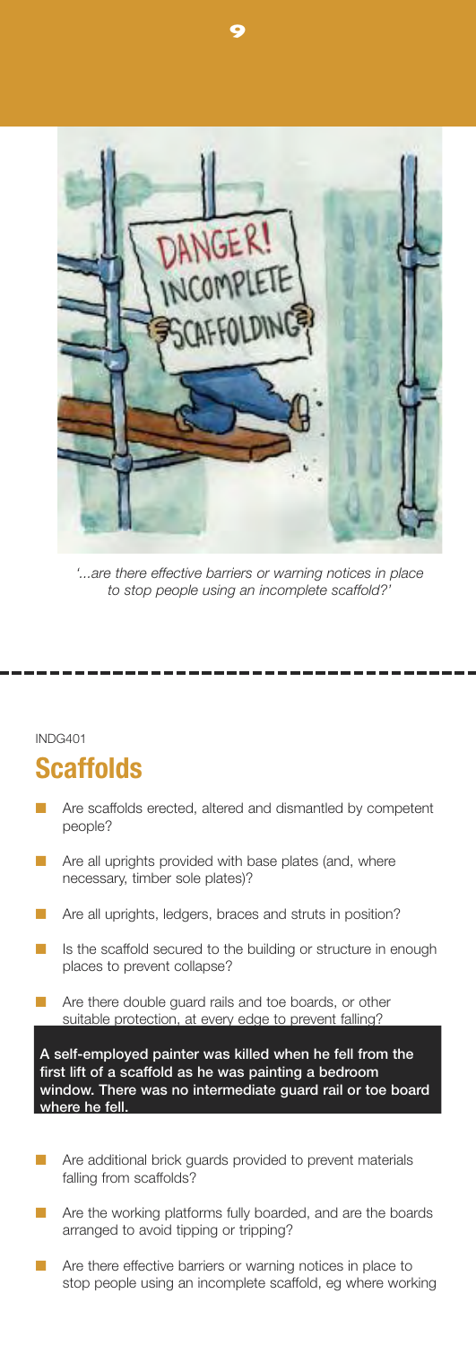*'...are there effective barriers or warning notices in place to stop people using an incomplete scaffold?'*

INDG401

## Scaffolds

- Are scaffolds erected, altered and dismantled by competent people?
- Are all uprights provided with base plates (and, where necessary, timber sole plates)?
- Are all uprights, ledgers, braces and struts in position?
- Is the scaffold secured to the building or structure in enough places to prevent collapse?
- Are there double guard rails and toe boards, or other suitable protection, at every edge to prevent falling?

**A self-employed painter was killed when he fell from the first lift of a scaffold as he was painting a bedroom window. There was no intermediate guard rail or toe board where he fell.**

- Are additional brick guards provided to prevent materials falling from scaffolds?
- Are the working platforms fully boarded, and are the boards arranged to avoid tipping or tripping?
- Are there effective barriers or warning notices in place to stop people using an incomplete scaffold, eg where working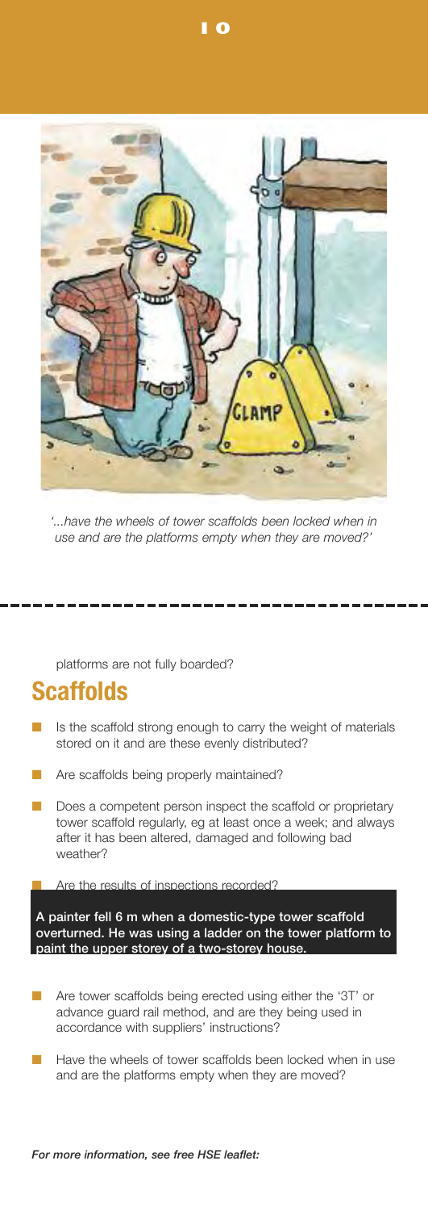*'...have the wheels of tower scaffolds been locked when in use and are the platforms empty when they are moved?'*

platforms are not fully boarded?

## Scaffolds

- Is the scaffold strong enough to carry the weight of materials stored on it and are these evenly distributed?
- Are scaffolds being properly maintained?
- Does a competent person inspect the scaffold or proprietary tower scaffold regularly, eg at least once a week; and always after it has been altered, damaged and following bad weather?
- Are the results of inspections recorded?

**A painter fell 6 m when a domestic-type tower scaffold overturned. He was using a ladder on the tower platform to paint the upper storey of a two-storey house.**

- Are tower scaffolds being erected using either the '3T' or advance guard rail method, and are they being used in accordance with suppliers' instructions?
- Have the wheels of tower scaffolds been locked when in use and are the platforms empty when they are moved?

***For more information, see free HSE leaflet:***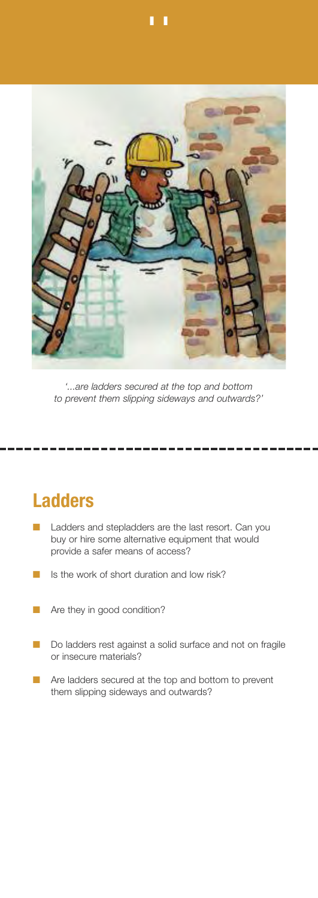*'...are ladders secured at the top and bottom to prevent them slipping sideways and outwards?'*

## Ladders

- Ladders and stepladders are the last resort. Can you buy or hire some alternative equipment that would provide a safer means of access?
- Is the work of short duration and low risk?
- Are they in good condition?
- Do ladders rest against a solid surface and not on fragile or insecure materials?
- Are ladders secured at the top and bottom to prevent them slipping sideways and outwards?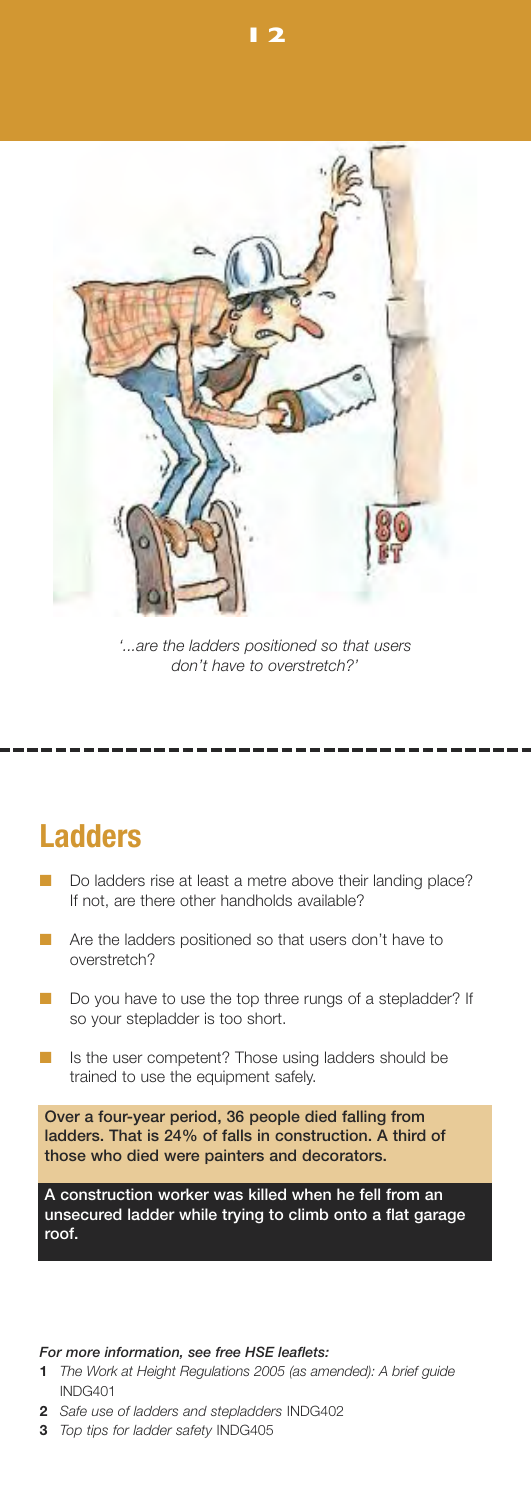*'...are the ladders positioned so that users don't have to overstretch?'*

## Ladders

- Do ladders rise at least a metre above their landing place? If not, are there other handholds available?
- Are the ladders positioned so that users don't have to overstretch?
- Do you have to use the top three rungs of a stepladder? If so your stepladder is too short.
- Is the user competent? Those using ladders should be trained to use the equipment safely.

**Over a four-year period, 36 people died falling from ladders. That is 24% of falls in construction. A third of those who died were painters and decorators.**

**A construction worker was killed when he fell from an unsecured ladder while trying to climb onto a flat garage roof.**

***For more information, see free HSE leaflets:***

1. *The Work at Height Regulations 2005 (as amended): A brief guide* INDG401
2. *Safe use of ladders and stepladders* INDG402
3. *Top tips for ladder safety* INDG405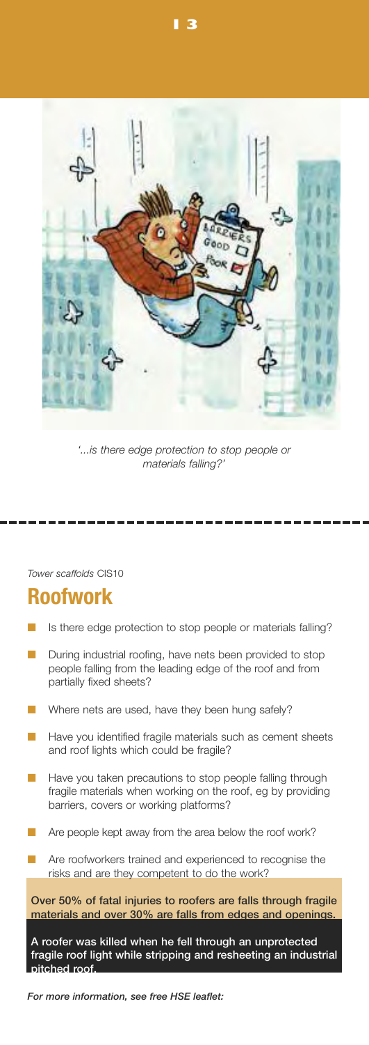*'...is there edge protection to stop people or materials falling?'*

*Tower scaffolds* CIS10

## Roofwork

- Is there edge protection to stop people or materials falling?
- During industrial roofing, have nets been provided to stop people falling from the leading edge of the roof and from partially fixed sheets?
- Where nets are used, have they been hung safely?
- Have you identified fragile materials such as cement sheets and roof lights which could be fragile?
- Have you taken precautions to stop people falling through fragile materials when working on the roof, eg by providing barriers, covers or working platforms?
- Are people kept away from the area below the roof work?
- Are roofworkers trained and experienced to recognise the risks and are they competent to do the work?

**Over 50% of fatal injuries to roofers are falls through fragile materials and over 30% are falls from edges and openings.**

**A roofer was killed when he fell through an unprotected fragile roof light while stripping and resheeting an industrial pitched roof.**

***For more information, see free HSE leaflet:***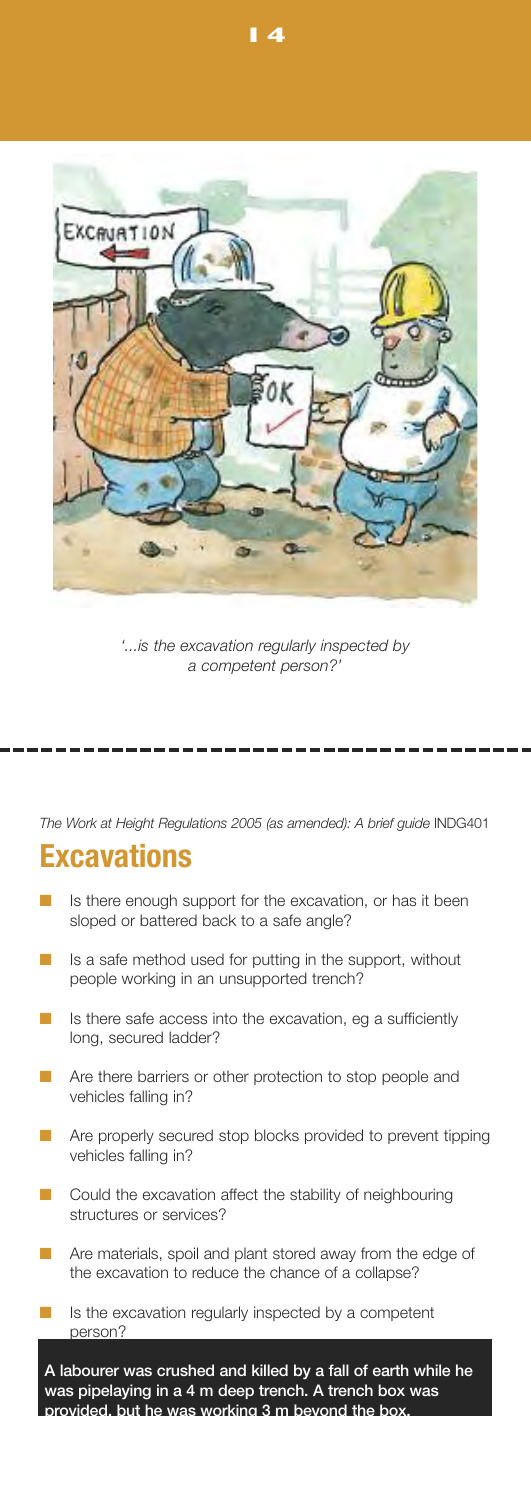*'...is the excavation regularly inspected by a competent person?'*

*The Work at Height Regulations 2005 (as amended): A brief guide* INDG401

## Excavations

- Is there enough support for the excavation, or has it been sloped or battered back to a safe angle?
- Is a safe method used for putting in the support, without people working in an unsupported trench?
- Is there safe access into the excavation, eg a sufficiently long, secured ladder?
- Are there barriers or other protection to stop people and vehicles falling in?
- Are properly secured stop blocks provided to prevent tipping vehicles falling in?
- Could the excavation affect the stability of neighbouring structures or services?
- Are materials, spoil and plant stored away from the edge of the excavation to reduce the chance of a collapse?
- Is the excavation regularly inspected by a competent person?

**A labourer was crushed and killed by a fall of earth while he was pipelaying in a 4 m deep trench. A trench box was provided, but he was working 3 m beyond the box.**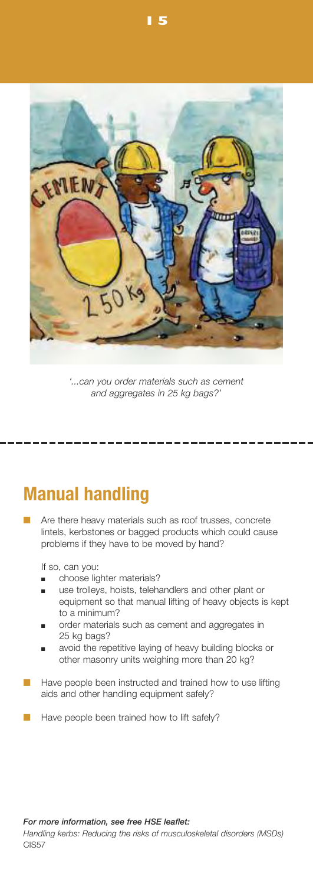*'...can you order materials such as cement and aggregates in 25 kg bags?'*

## Manual handling

- Are there heavy materials such as roof trusses, concrete lintels, kerbstones or bagged products which could cause problems if they have to be moved by hand?

  If so, can you:
  - choose lighter materials?
  - use trolleys, hoists, telehandlers and other plant or equipment so that manual lifting of heavy objects is kept to a minimum?
  - order materials such as cement and aggregates in 25 kg bags?
  - avoid the repetitive laying of heavy building blocks or other masonry units weighing more than 20 kg?

- Have people been instructed and trained how to use lifting aids and other handling equipment safely?

- Have people been trained how to lift safely?

***For more information, see free HSE leaflet:***
*Handling kerbs: Reducing the risks of musculoskeletal disorders (MSDs)*
CIS57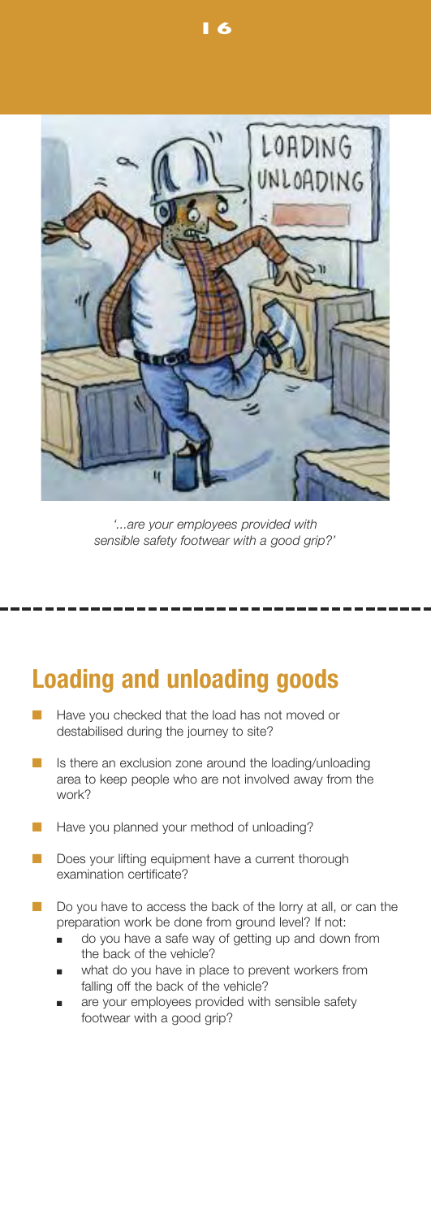*'...are your employees provided with sensible safety footwear with a good grip?'*

## Loading and unloading goods

- Have you checked that the load has not moved or destabilised during the journey to site?
- Is there an exclusion zone around the loading/unloading area to keep people who are not involved away from the work?
- Have you planned your method of unloading?
- Does your lifting equipment have a current thorough examination certificate?
- Do you have to access the back of the lorry at all, or can the preparation work be done from ground level? If not:
  - do you have a safe way of getting up and down from the back of the vehicle?
  - what do you have in place to prevent workers from falling off the back of the vehicle?
  - are your employees provided with sensible safety footwear with a good grip?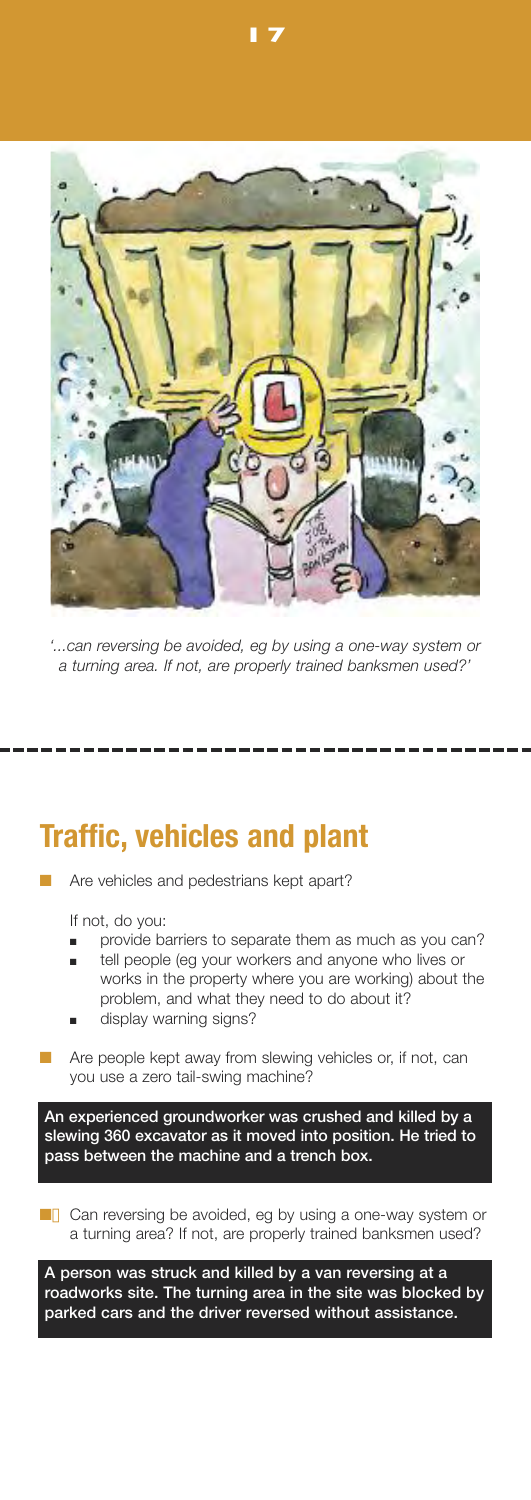*'...can reversing be avoided, eg by using a one-way system or a turning area. If not, are properly trained banksmen used?'*

## Traffic, vehicles and plant

- Are vehicles and pedestrians kept apart?

  If not, do you:
  - provide barriers to separate them as much as you can?
  - tell people (eg your workers and anyone who lives or works in the property where you are working) about the problem, and what they need to do about it?
  - display warning signs?

- Are people kept away from slewing vehicles or, if not, can you use a zero tail-swing machine?

**An experienced groundworker was crushed and killed by a slewing 360 excavator as it moved into position. He tried to pass between the machine and a trench box.**

- Can reversing be avoided, eg by using a one-way system or a turning area? If not, are properly trained banksmen used?

**A person was struck and killed by a van reversing at a roadworks site. The turning area in the site was blocked by parked cars and the driver reversed without assistance.**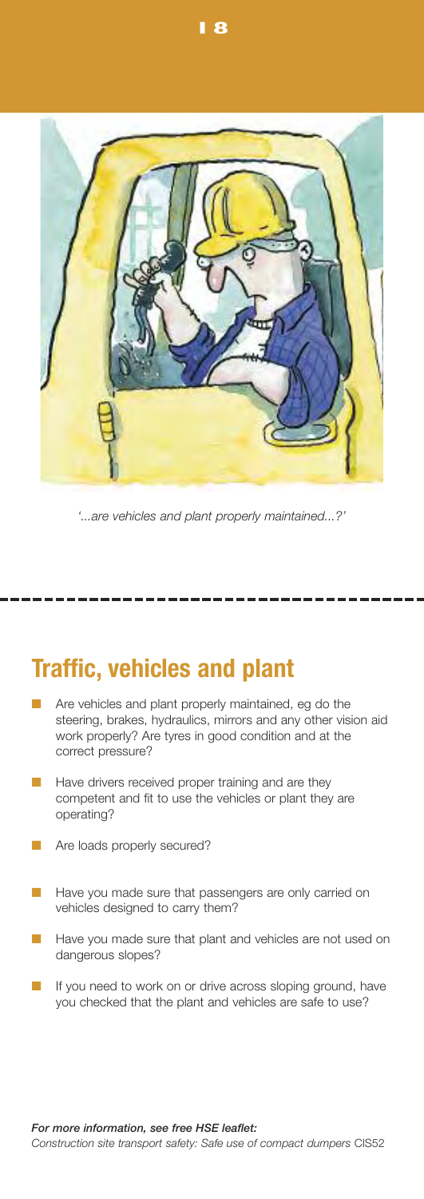*'...are vehicles and plant properly maintained...?'*

## Traffic, vehicles and plant

- Are vehicles and plant properly maintained, eg do the steering, brakes, hydraulics, mirrors and any other vision aid work properly? Are tyres in good condition and at the correct pressure?
- Have drivers received proper training and are they competent and fit to use the vehicles or plant they are operating?
- Are loads properly secured?
- Have you made sure that passengers are only carried on vehicles designed to carry them?
- Have you made sure that plant and vehicles are not used on dangerous slopes?
- If you need to work on or drive across sloping ground, have you checked that the plant and vehicles are safe to use?

***For more information, see free HSE leaflet:***
*Construction site transport safety: Safe use of compact dumpers* CIS52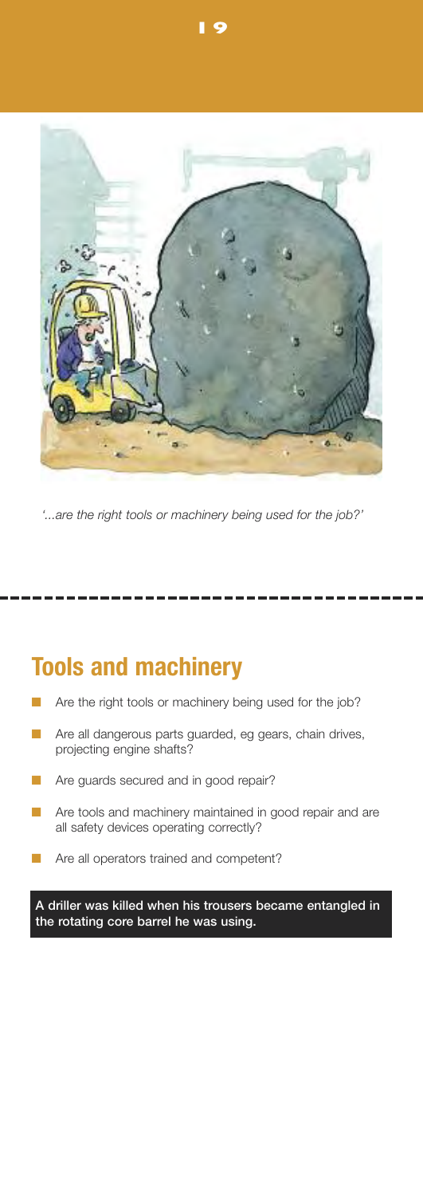*'...are the right tools or machinery being used for the job?'*

## Tools and machinery

- Are the right tools or machinery being used for the job?
- Are all dangerous parts guarded, eg gears, chain drives, projecting engine shafts?
- Are guards secured and in good repair?
- Are tools and machinery maintained in good repair and are all safety devices operating correctly?
- Are all operators trained and competent?

**A driller was killed when his trousers became entangled in the rotating core barrel he was using.**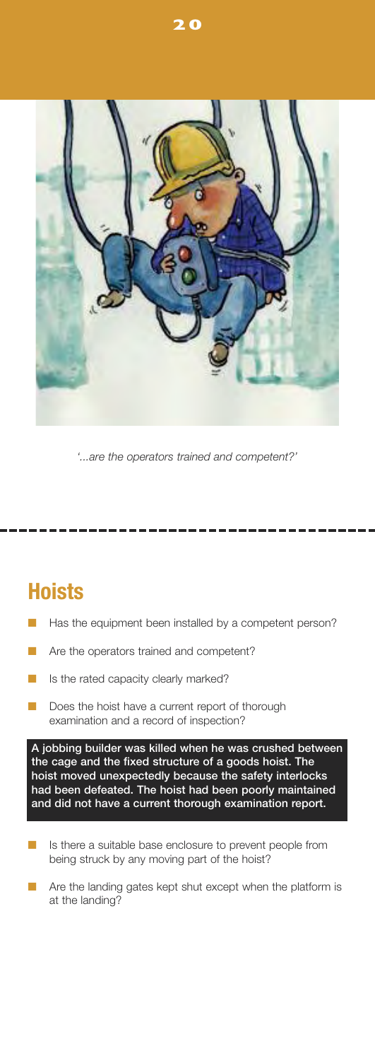*'...are the operators trained and competent?'*

## Hoists

- Has the equipment been installed by a competent person?
- Are the operators trained and competent?
- Is the rated capacity clearly marked?
- Does the hoist have a current report of thorough examination and a record of inspection?

**A jobbing builder was killed when he was crushed between the cage and the fixed structure of a goods hoist. The hoist moved unexpectedly because the safety interlocks had been defeated. The hoist had been poorly maintained and did not have a current thorough examination report.**

- Is there a suitable base enclosure to prevent people from being struck by any moving part of the hoist?
- Are the landing gates kept shut except when the platform is at the landing?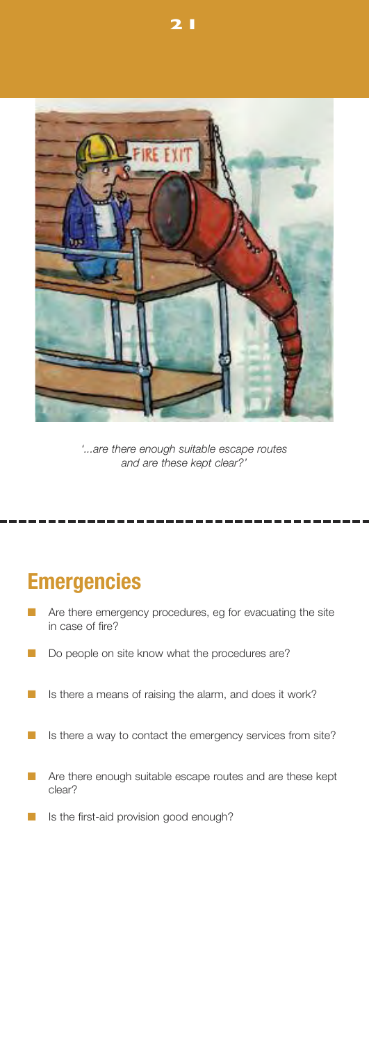*'...are there enough suitable escape routes and are these kept clear?'*

## Emergencies

- Are there emergency procedures, eg for evacuating the site in case of fire?
- Do people on site know what the procedures are?
- Is there a means of raising the alarm, and does it work?
- Is there a way to contact the emergency services from site?
- Are there enough suitable escape routes and are these kept clear?
- Is the first-aid provision good enough?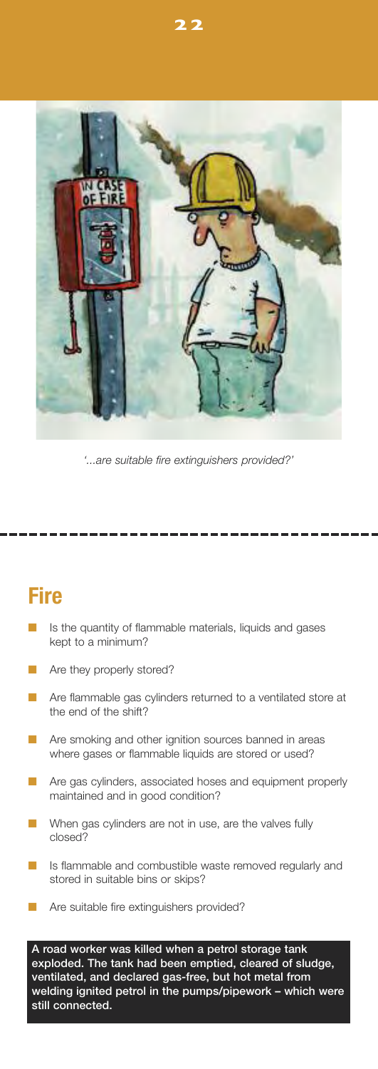*'...are suitable fire extinguishers provided?'*

## Fire

- Is the quantity of flammable materials, liquids and gases kept to a minimum?
- Are they properly stored?
- Are flammable gas cylinders returned to a ventilated store at the end of the shift?
- Are smoking and other ignition sources banned in areas where gases or flammable liquids are stored or used?
- Are gas cylinders, associated hoses and equipment properly maintained and in good condition?
- When gas cylinders are not in use, are the valves fully closed?
- Is flammable and combustible waste removed regularly and stored in suitable bins or skips?
- Are suitable fire extinguishers provided?

**A road worker was killed when a petrol storage tank exploded. The tank had been emptied, cleared of sludge, ventilated, and declared gas-free, but hot metal from welding ignited petrol in the pumps/pipework – which were still connected.**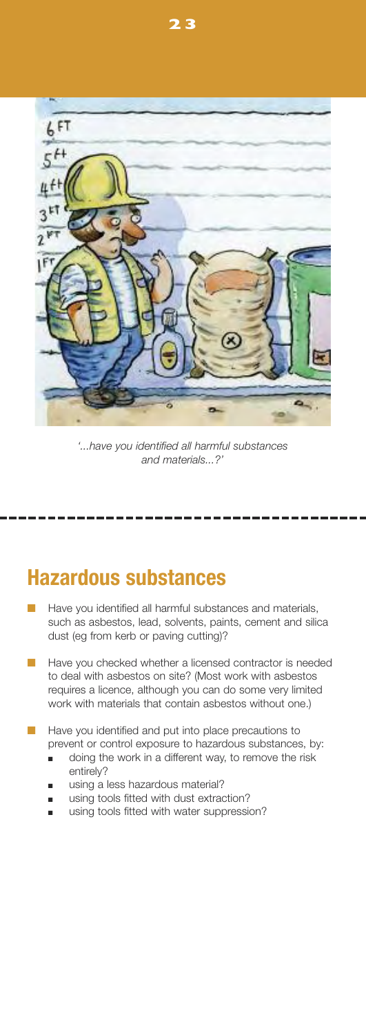*'...have you identified all harmful substances and materials...?'*

## Hazardous substances

- Have you identified all harmful substances and materials, such as asbestos, lead, solvents, paints, cement and silica dust (eg from kerb or paving cutting)?
- Have you checked whether a licensed contractor is needed to deal with asbestos on site? (Most work with asbestos requires a licence, although you can do some very limited work with materials that contain asbestos without one.)
- Have you identified and put into place precautions to prevent or control exposure to hazardous substances, by:
  - doing the work in a different way, to remove the risk entirely?
  - using a less hazardous material?
  - using tools fitted with dust extraction?
  - using tools fitted with water suppression?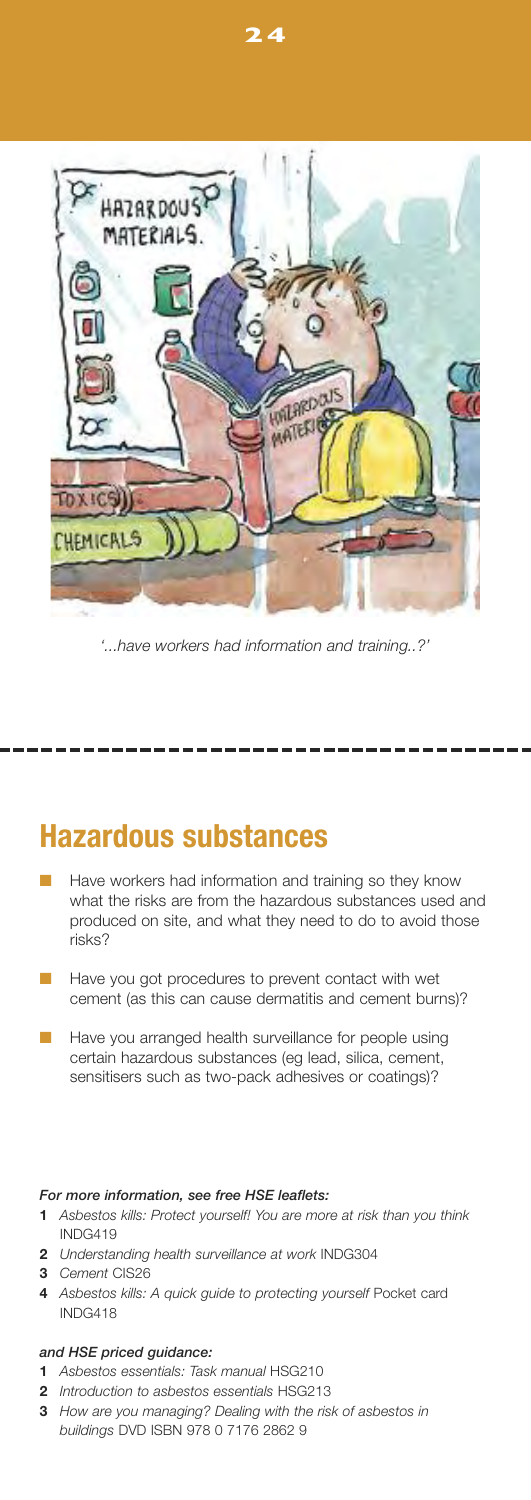*'...have workers had information and training..?'*

## Hazardous substances

- Have workers had information and training so they know what the risks are from the hazardous substances used and produced on site, and what they need to do to avoid those risks?
- Have you got procedures to prevent contact with wet cement (as this can cause dermatitis and cement burns)?
- Have you arranged health surveillance for people using certain hazardous substances (eg lead, silica, cement, sensitisers such as two-pack adhesives or coatings)?

***For more information, see free HSE leaflets:***

1. *Asbestos kills: Protect yourself! You are more at risk than you think* INDG419
2. *Understanding health surveillance at work* INDG304
3. *Cement* CIS26
4. *Asbestos kills: A quick guide to protecting yourself* Pocket card INDG418

***and HSE priced guidance:***

1. *Asbestos essentials: Task manual* HSG210
2. *Introduction to asbestos essentials* HSG213
3. *How are you managing? Dealing with the risk of asbestos in buildings* DVD ISBN 978 0 7176 2862 9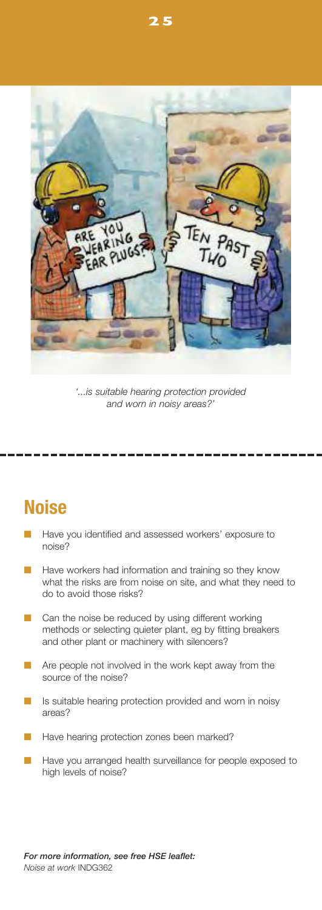*'...is suitable hearing protection provided and worn in noisy areas?'*

## Noise

- Have you identified and assessed workers' exposure to noise?
- Have workers had information and training so they know what the risks are from noise on site, and what they need to do to avoid those risks?
- Can the noise be reduced by using different working methods or selecting quieter plant, eg by fitting breakers and other plant or machinery with silencers?
- Are people not involved in the work kept away from the source of the noise?
- Is suitable hearing protection provided and worn in noisy areas?
- Have hearing protection zones been marked?
- Have you arranged health surveillance for people exposed to high levels of noise?

***For more information, see free HSE leaflet:***
*Noise at work* INDG362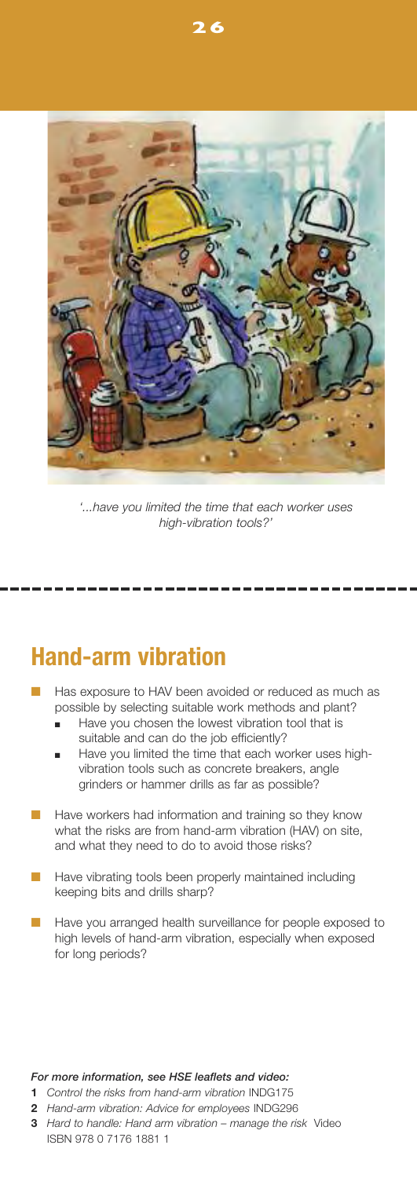*'...have you limited the time that each worker uses high-vibration tools?'*

## Hand-arm vibration

- Has exposure to HAV been avoided or reduced as much as possible by selecting suitable work methods and plant?
  - Have you chosen the lowest vibration tool that is suitable and can do the job efficiently?
  - Have you limited the time that each worker uses high-vibration tools such as concrete breakers, angle grinders or hammer drills as far as possible?
- Have workers had information and training so they know what the risks are from hand-arm vibration (HAV) on site, and what they need to do to avoid those risks?
- Have vibrating tools been properly maintained including keeping bits and drills sharp?
- Have you arranged health surveillance for people exposed to high levels of hand-arm vibration, especially when exposed for long periods?

***For more information, see HSE leaflets and video:***

**1** *Control the risks from hand-arm vibration* INDG175

**2** *Hand-arm vibration: Advice for employees* INDG296

**3** *Hard to handle: Hand arm vibration – manage the risk* Video ISBN 978 0 7176 1881 1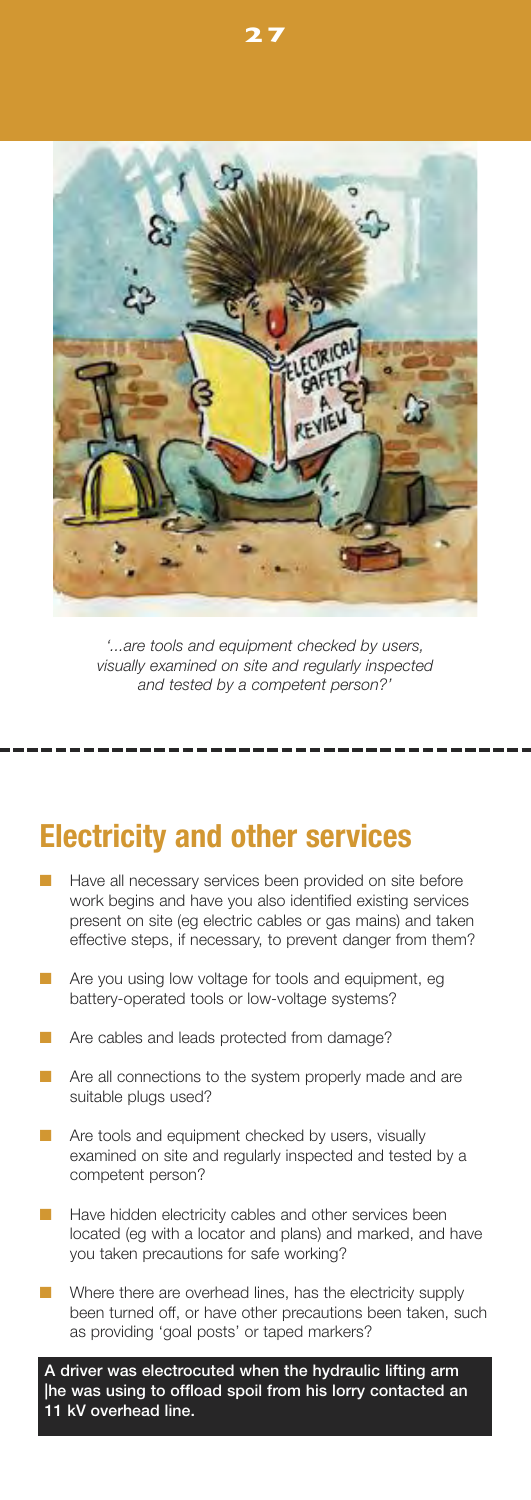*'...are tools and equipment checked by users, visually examined on site and regularly inspected and tested by a competent person?'*

## Electricity and other services

- Have all necessary services been provided on site before work begins and have you also identified existing services present on site (eg electric cables or gas mains) and taken effective steps, if necessary, to prevent danger from them?
- Are you using low voltage for tools and equipment, eg battery-operated tools or low-voltage systems?
- Are cables and leads protected from damage?
- Are all connections to the system properly made and are suitable plugs used?
- Are tools and equipment checked by users, visually examined on site and regularly inspected and tested by a competent person?
- Have hidden electricity cables and other services been located (eg with a locator and plans) and marked, and have you taken precautions for safe working?
- Where there are overhead lines, has the electricity supply been turned off, or have other precautions been taken, such as providing 'goal posts' or taped markers?

**A driver was electrocuted when the hydraulic lifting arm |he was using to offload spoil from his lorry contacted an 11 kV overhead line.**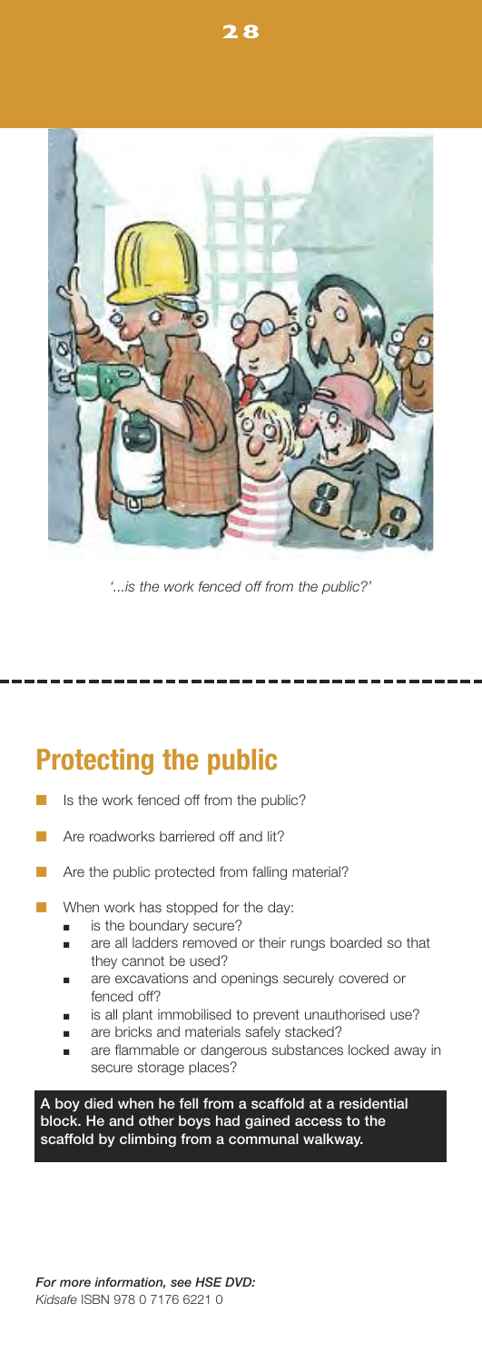*'...is the work fenced off from the public?'*

## Protecting the public

- Is the work fenced off from the public?
- Are roadworks barriered off and lit?
- Are the public protected from falling material?
- When work has stopped for the day:
  - is the boundary secure?
  - are all ladders removed or their rungs boarded so that they cannot be used?
  - are excavations and openings securely covered or fenced off?
  - is all plant immobilised to prevent unauthorised use?
  - are bricks and materials safely stacked?
  - are flammable or dangerous substances locked away in secure storage places?

**A boy died when he fell from a scaffold at a residential block. He and other boys had gained access to the scaffold by climbing from a communal walkway.**

***For more information, see HSE DVD:***
*Kidsafe* ISBN 978 0 7176 6221 0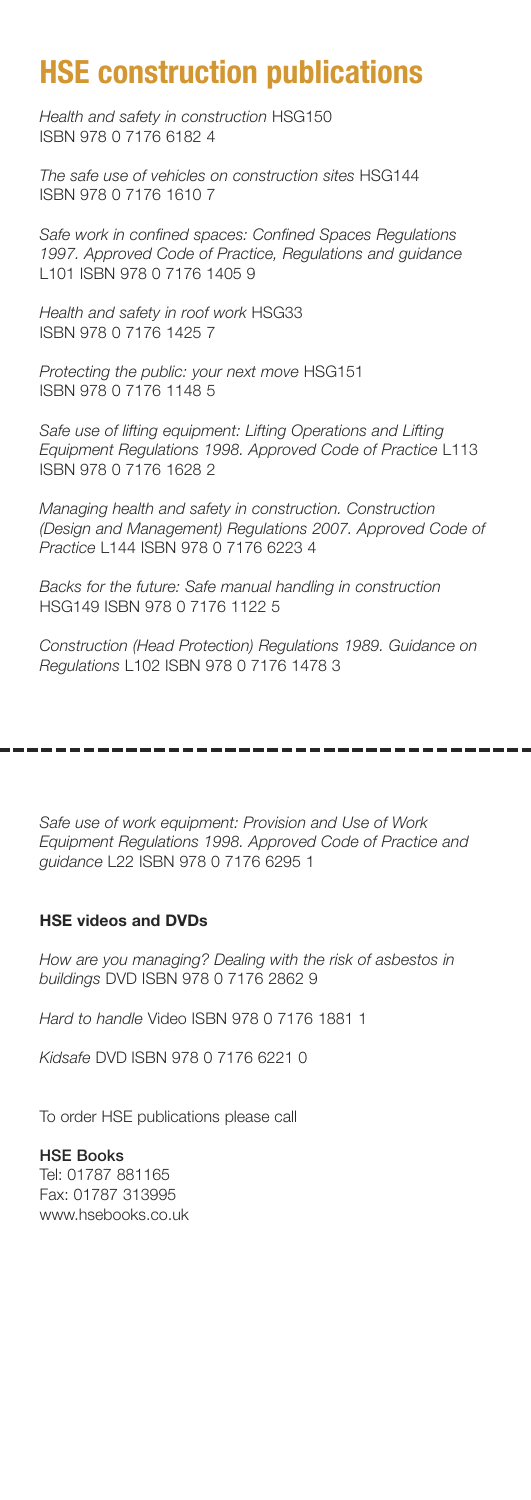# HSE construction publications

*Health and safety in construction* HSG150 ISBN 978 0 7176 6182 4

*The safe use of vehicles on construction sites* HSG144 ISBN 978 0 7176 1610 7

*Safe work in confined spaces: Confined Spaces Regulations 1997. Approved Code of Practice, Regulations and guidance* L101 ISBN 978 0 7176 1405 9

*Health and safety in roof work* HSG33 ISBN 978 0 7176 1425 7

*Protecting the public: your next move* HSG151 ISBN 978 0 7176 1148 5

*Safe use of lifting equipment: Lifting Operations and Lifting Equipment Regulations 1998. Approved Code of Practice* L113 ISBN 978 0 7176 1628 2

*Managing health and safety in construction. Construction (Design and Management) Regulations 2007. Approved Code of Practice* L144 ISBN 978 0 7176 6223 4

*Backs for the future: Safe manual handling in construction* HSG149 ISBN 978 0 7176 1122 5

*Construction (Head Protection) Regulations 1989. Guidance on Regulations* L102 ISBN 978 0 7176 1478 3

---

*Safe use of work equipment: Provision and Use of Work Equipment Regulations 1998. Approved Code of Practice and guidance* L22 ISBN 978 0 7176 6295 1

**HSE videos and DVDs**

*How are you managing? Dealing with the risk of asbestos in buildings* DVD ISBN 978 0 7176 2862 9

*Hard to handle* Video ISBN 978 0 7176 1881 1

*Kidsafe* DVD ISBN 978 0 7176 6221 0

To order HSE publications please call

**HSE Books**
Tel: 01787 881165
Fax: 01787 313995
www.hsebooks.co.uk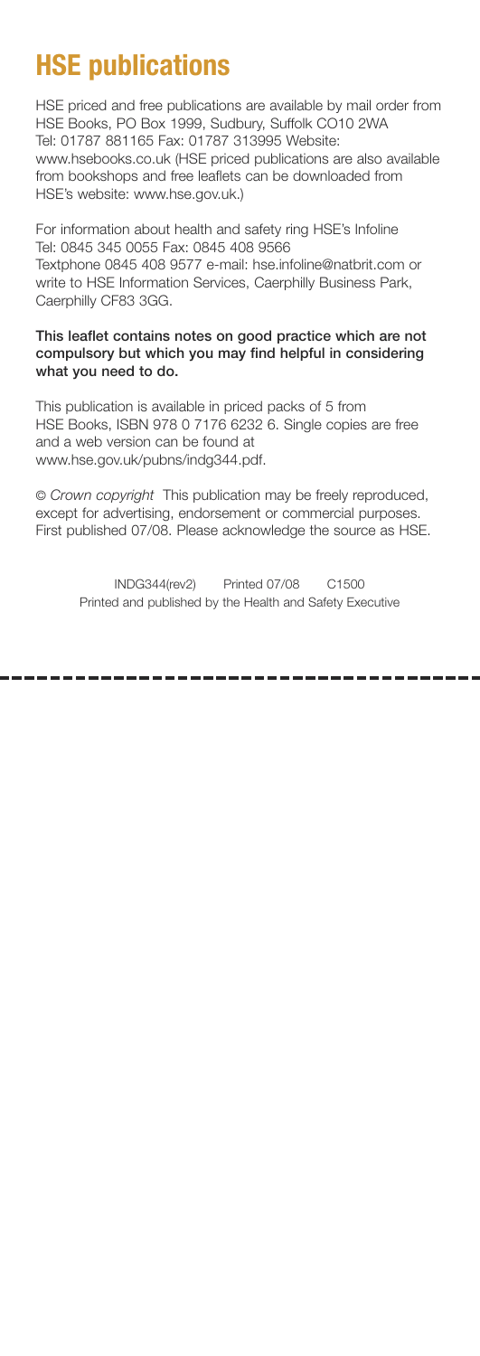# HSE publications

HSE priced and free publications are available by mail order from HSE Books, PO Box 1999, Sudbury, Suffolk CO10 2WA Tel: 01787 881165 Fax: 01787 313995 Website: www.hsebooks.co.uk (HSE priced publications are also available from bookshops and free leaflets can be downloaded from HSE's website: www.hse.gov.uk.)

For information about health and safety ring HSE's Infoline Tel: 0845 345 0055 Fax: 0845 408 9566 Textphone 0845 408 9577 e-mail: hse.infoline@natbrit.com or write to HSE Information Services, Caerphilly Business Park, Caerphilly CF83 3GG.

**This leaflet contains notes on good practice which are not compulsory but which you may find helpful in considering what you need to do.**

This publication is available in priced packs of 5 from HSE Books, ISBN 978 0 7176 6232 6. Single copies are free and a web version can be found at www.hse.gov.uk/pubns/indg344.pdf.

© *Crown copyright* This publication may be freely reproduced, except for advertising, endorsement or commercial purposes. First published 07/08. Please acknowledge the source as HSE.

INDG344(rev2) Printed 07/08 C1500
Printed and published by the Health and Safety Executive